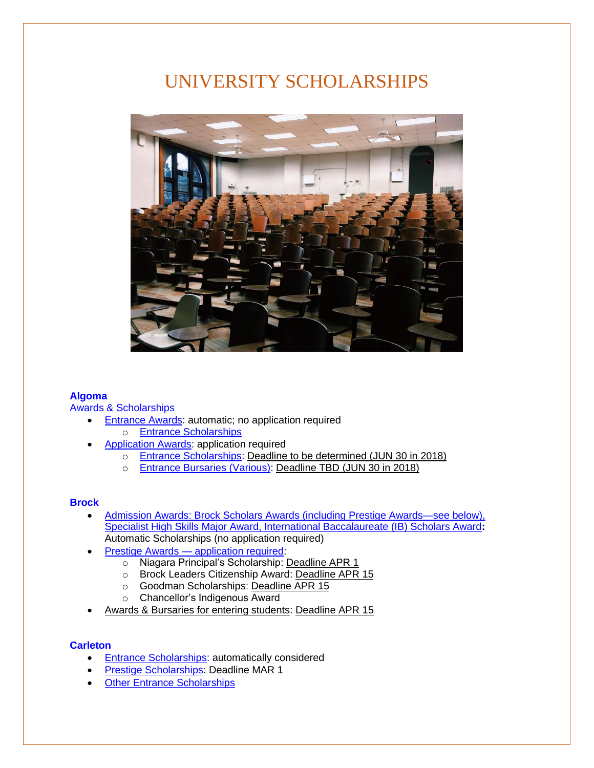# UNIVERSITY SCHOLARSHIPS

### Algoma

Awards & Scholarships

- Entrance Awards: automatic; no application required
    - Entrance Scholarships
- Application Awards: application required
    - Entrance Scholarships: Deadline to be determined (JUN 30 in 2018)
    - Entrance Bursaries (Various): Deadline TBD (JUN 30 in 2018)

### Brock

- Admission Awards: Brock Scholars Awards (including Prestige Awards—see below), Specialist High Skills Major Award, International Baccalaureate (IB) Scholars Award**:** Automatic Scholarships (no application required)
- Prestige Awards — application required:
    - Niagara Principal's Scholarship: Deadline APR 1
    - Brock Leaders Citizenship Award: Deadline APR 15
    - Goodman Scholarships: Deadline APR 15
    - Chancellor's Indigenous Award
- Awards & Bursaries for entering students: Deadline APR 15

### Carleton

- Entrance Scholarships: automatically considered
- Prestige Scholarships: Deadline MAR 1
- Other Entrance Scholarships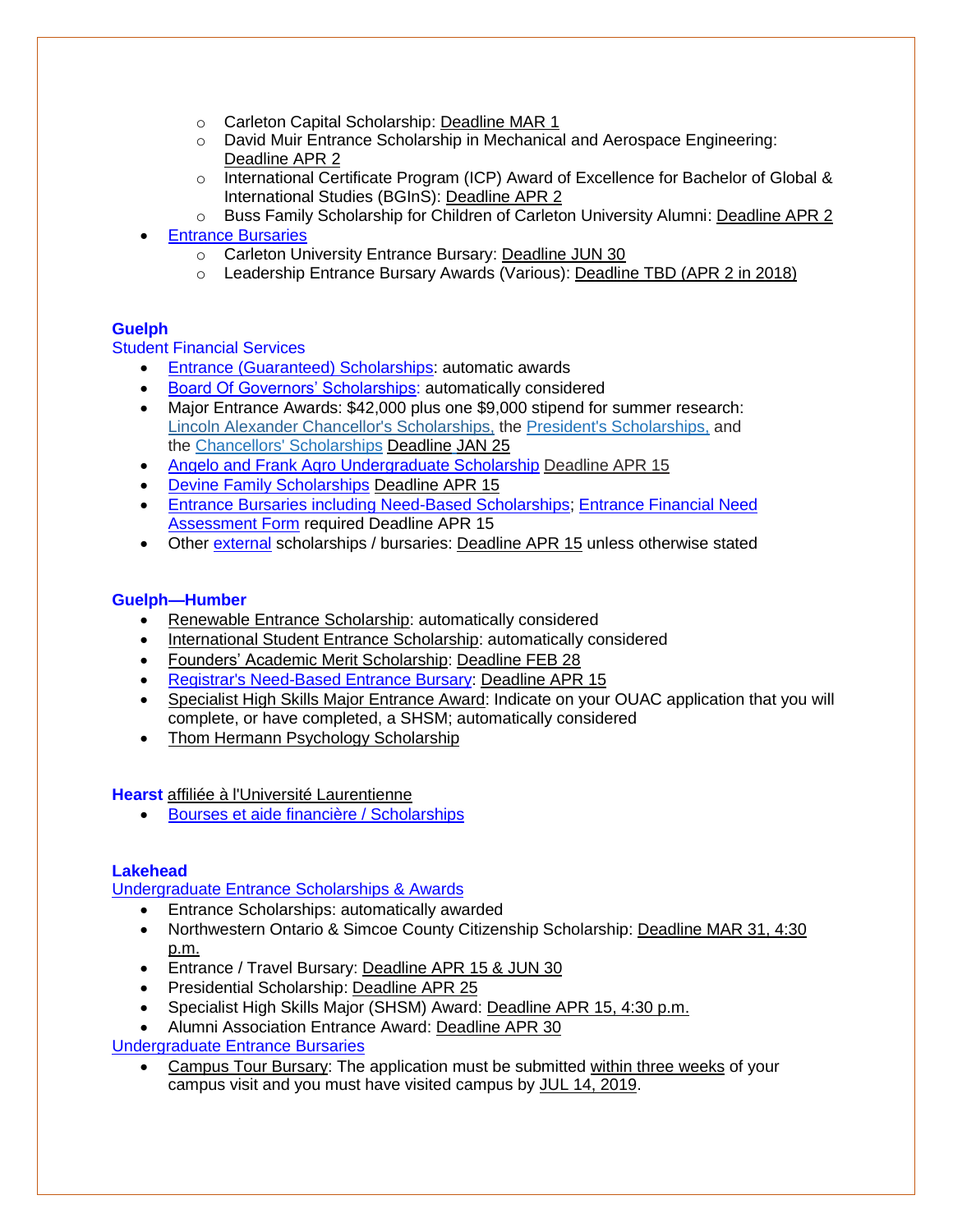- Carleton Capital Scholarship: Deadline MAR 1
  - David Muir Entrance Scholarship in Mechanical and Aerospace Engineering: Deadline APR 2
  - International Certificate Program (ICP) Award of Excellence for Bachelor of Global & International Studies (BGInS): Deadline APR 2
  - Buss Family Scholarship for Children of Carleton University Alumni: Deadline APR 2
- Entrance Bursaries
  - Carleton University Entrance Bursary: Deadline JUN 30
  - Leadership Entrance Bursary Awards (Various): Deadline TBD (APR 2 in 2018)

**Guelph**

Student Financial Services

- Entrance (Guaranteed) Scholarships: automatic awards
- Board Of Governors' Scholarships: automatically considered
- Major Entrance Awards: $42,000 plus one $9,000 stipend for summer research: Lincoln Alexander Chancellor's Scholarships, the President's Scholarships, and the Chancellors' Scholarships Deadline JAN 25
- Angelo and Frank Agro Undergraduate Scholarship Deadline APR 15
- Devine Family Scholarships Deadline APR 15
- Entrance Bursaries including Need-Based Scholarships; Entrance Financial Need Assessment Form required Deadline APR 15
- Other external scholarships / bursaries: Deadline APR 15 unless otherwise stated

**Guelph—Humber**

- Renewable Entrance Scholarship: automatically considered
- International Student Entrance Scholarship: automatically considered
- Founders' Academic Merit Scholarship: Deadline FEB 28
- Registrar's Need-Based Entrance Bursary: Deadline APR 15
- Specialist High Skills Major Entrance Award: Indicate on your OUAC application that you will complete, or have completed, a SHSM; automatically considered
- Thom Hermann Psychology Scholarship

**Hearst** affiliée à l'Université Laurentienne

- Bourses et aide financière / Scholarships

**Lakehead**

Undergraduate Entrance Scholarships & Awards

- Entrance Scholarships: automatically awarded
- Northwestern Ontario & Simcoe County Citizenship Scholarship: Deadline MAR 31, 4:30 p.m.
- Entrance / Travel Bursary: Deadline APR 15 & JUN 30
- Presidential Scholarship: Deadline APR 25
- Specialist High Skills Major (SHSM) Award: Deadline APR 15, 4:30 p.m.
- Alumni Association Entrance Award: Deadline APR 30

Undergraduate Entrance Bursaries

- Campus Tour Bursary: The application must be submitted within three weeks of your campus visit and you must have visited campus by JUL 14, 2019.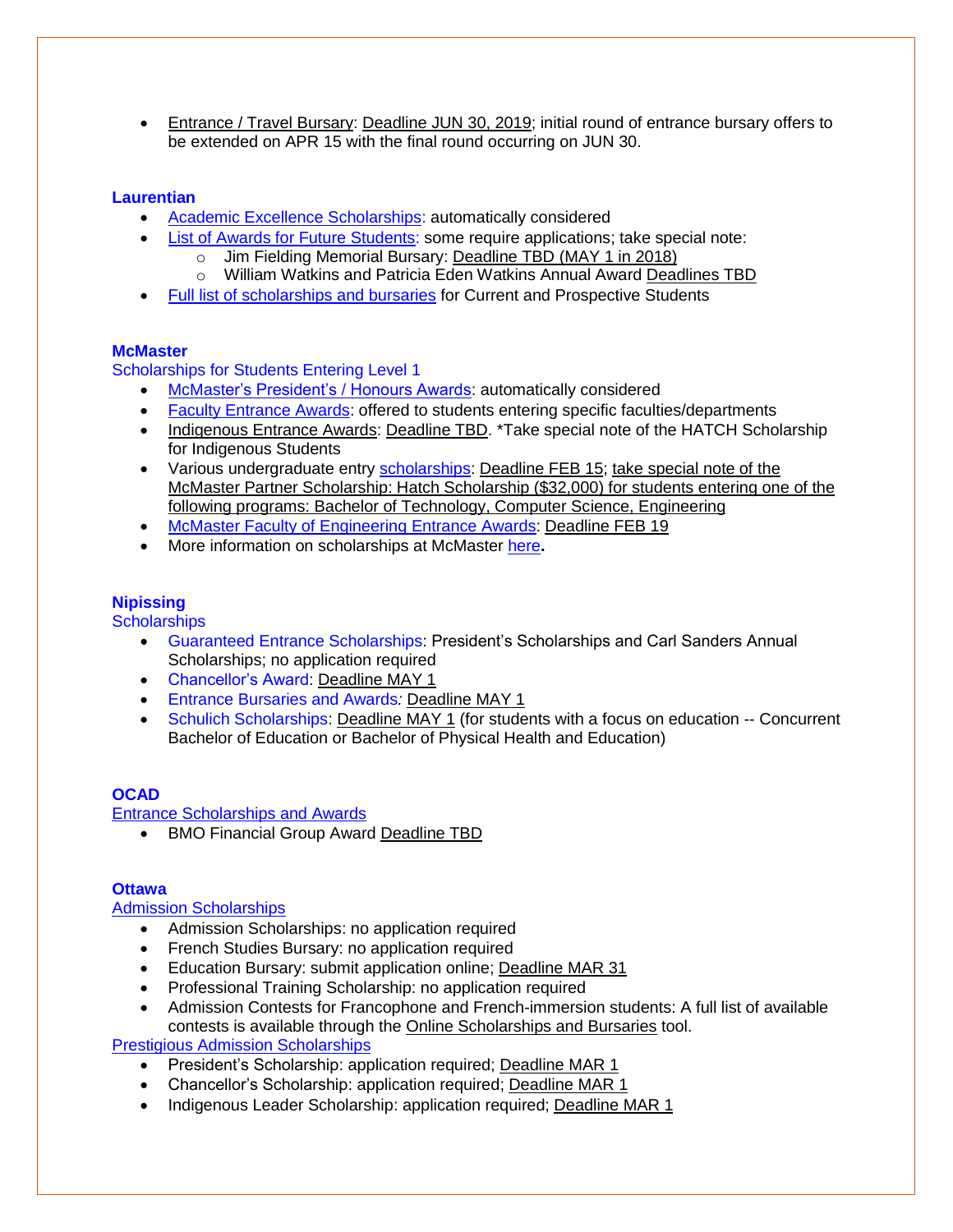- Entrance / Travel Bursary: Deadline JUN 30, 2019; initial round of entrance bursary offers to be extended on APR 15 with the final round occurring on JUN 30.

### Laurentian

- Academic Excellence Scholarships: automatically considered
- List of Awards for Future Students: some require applications; take special note:
  - Jim Fielding Memorial Bursary: Deadline TBD (MAY 1 in 2018)
  - William Watkins and Patricia Eden Watkins Annual Award Deadlines TBD
- Full list of scholarships and bursaries for Current and Prospective Students

### McMaster

Scholarships for Students Entering Level 1

- McMaster's President's / Honours Awards: automatically considered
- Faculty Entrance Awards: offered to students entering specific faculties/departments
- Indigenous Entrance Awards: Deadline TBD. *Take special note of the HATCH Scholarship for Indigenous Students
- Various undergraduate entry scholarships: Deadline FEB 15; take special note of the McMaster Partner Scholarship: Hatch Scholarship ($32,000) for students entering one of the following programs: Bachelor of Technology, Computer Science, Engineering
- McMaster Faculty of Engineering Entrance Awards: Deadline FEB 19
- More information on scholarships at McMaster **here.**

### Nipissing

Scholarships

- Guaranteed Entrance Scholarships: President's Scholarships and Carl Sanders Annual Scholarships; no application required
- Chancellor's Award: Deadline MAY 1
- Entrance Bursaries and Awards*:* Deadline MAY 1
- Schulich Scholarships: Deadline MAY 1 (for students with a focus on education -- Concurrent Bachelor of Education or Bachelor of Physical Health and Education)

### OCAD

Entrance Scholarships and Awards

- BMO Financial Group Award Deadline TBD

### Ottawa

Admission Scholarships

- Admission Scholarships: no application required
- French Studies Bursary: no application required
- Education Bursary: submit application online; Deadline MAR 31
- Professional Training Scholarship: no application required
- Admission Contests for Francophone and French-immersion students: A full list of available contests is available through the Online Scholarships and Bursaries tool.

Prestigious Admission Scholarships

- President's Scholarship: application required; Deadline MAR 1
- Chancellor's Scholarship: application required; Deadline MAR 1
- Indigenous Leader Scholarship: application required; Deadline MAR 1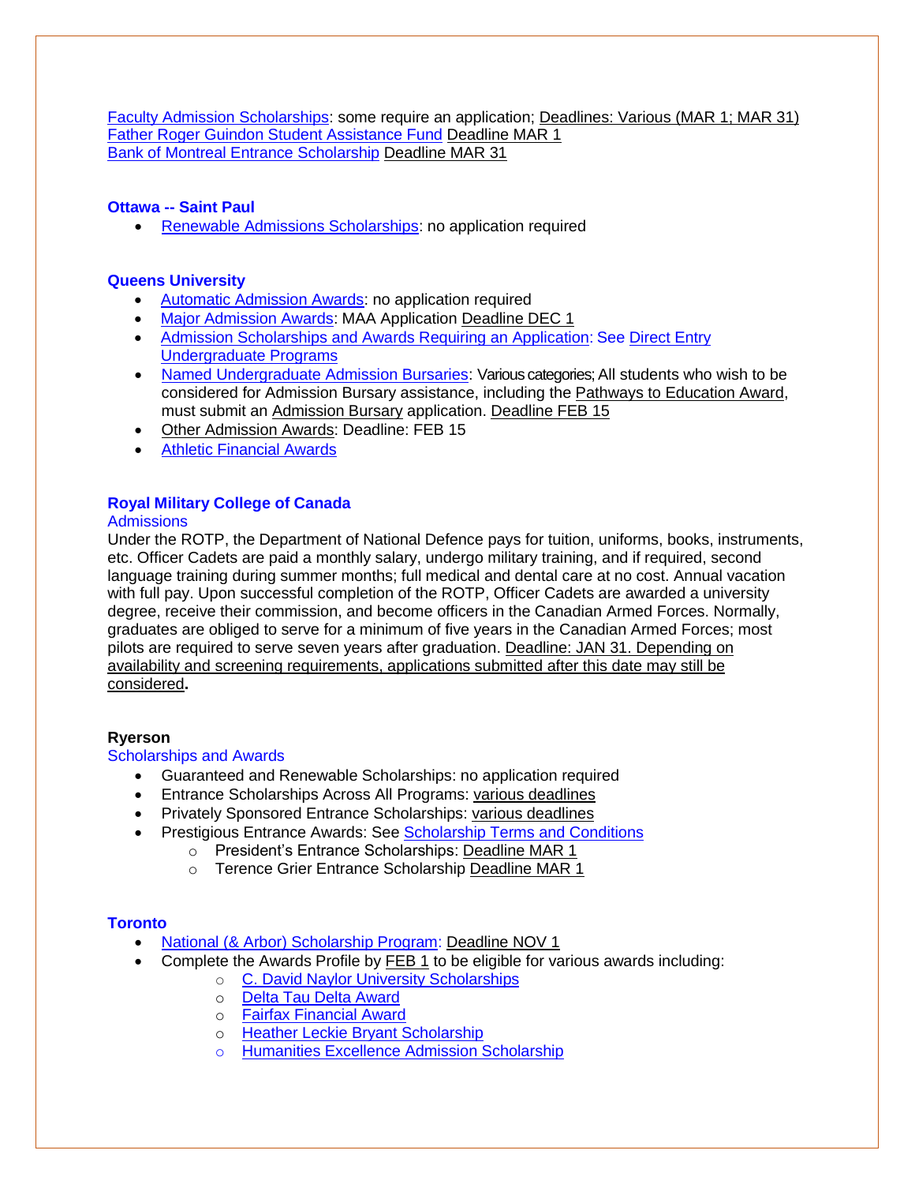Faculty Admission Scholarships: some require an application; Deadlines: Various (MAR 1; MAR 31)
Father Roger Guindon Student Assistance Fund Deadline MAR 1
Bank of Montreal Entrance Scholarship Deadline MAR 31

### Ottawa -- Saint Paul

- Renewable Admissions Scholarships: no application required

### Queens University

- Automatic Admission Awards: no application required
- Major Admission Awards: MAA Application Deadline DEC 1
- Admission Scholarships and Awards Requiring an Application: See Direct Entry Undergraduate Programs
- Named Undergraduate Admission Bursaries: Various categories; All students who wish to be considered for Admission Bursary assistance, including the Pathways to Education Award, must submit an Admission Bursary application. Deadline FEB 15
- Other Admission Awards: Deadline: FEB 15
- Athletic Financial Awards

### Royal Military College of Canada

Admissions

Under the ROTP, the Department of National Defence pays for tuition, uniforms, books, instruments, etc. Officer Cadets are paid a monthly salary, undergo military training, and if required, second language training during summer months; full medical and dental care at no cost. Annual vacation with full pay. Upon successful completion of the ROTP, Officer Cadets are awarded a university degree, receive their commission, and become officers in the Canadian Armed Forces. Normally, graduates are obliged to serve for a minimum of five years in the Canadian Armed Forces; most pilots are required to serve seven years after graduation. Deadline: JAN 31. Depending on availability and screening requirements, applications submitted after this date may still be considered**.**

### Ryerson

Scholarships and Awards

- Guaranteed and Renewable Scholarships: no application required
- Entrance Scholarships Across All Programs: various deadlines
- Privately Sponsored Entrance Scholarships: various deadlines
- Prestigious Entrance Awards: See Scholarship Terms and Conditions
  - President's Entrance Scholarships: Deadline MAR 1
  - Terence Grier Entrance Scholarship Deadline MAR 1

### Toronto

- National (& Arbor) Scholarship Program: Deadline NOV 1
- Complete the Awards Profile by FEB 1 to be eligible for various awards including:
  - C. David Naylor University Scholarships
  - Delta Tau Delta Award
  - Fairfax Financial Award
  - Heather Leckie Bryant Scholarship
  - Humanities Excellence Admission Scholarship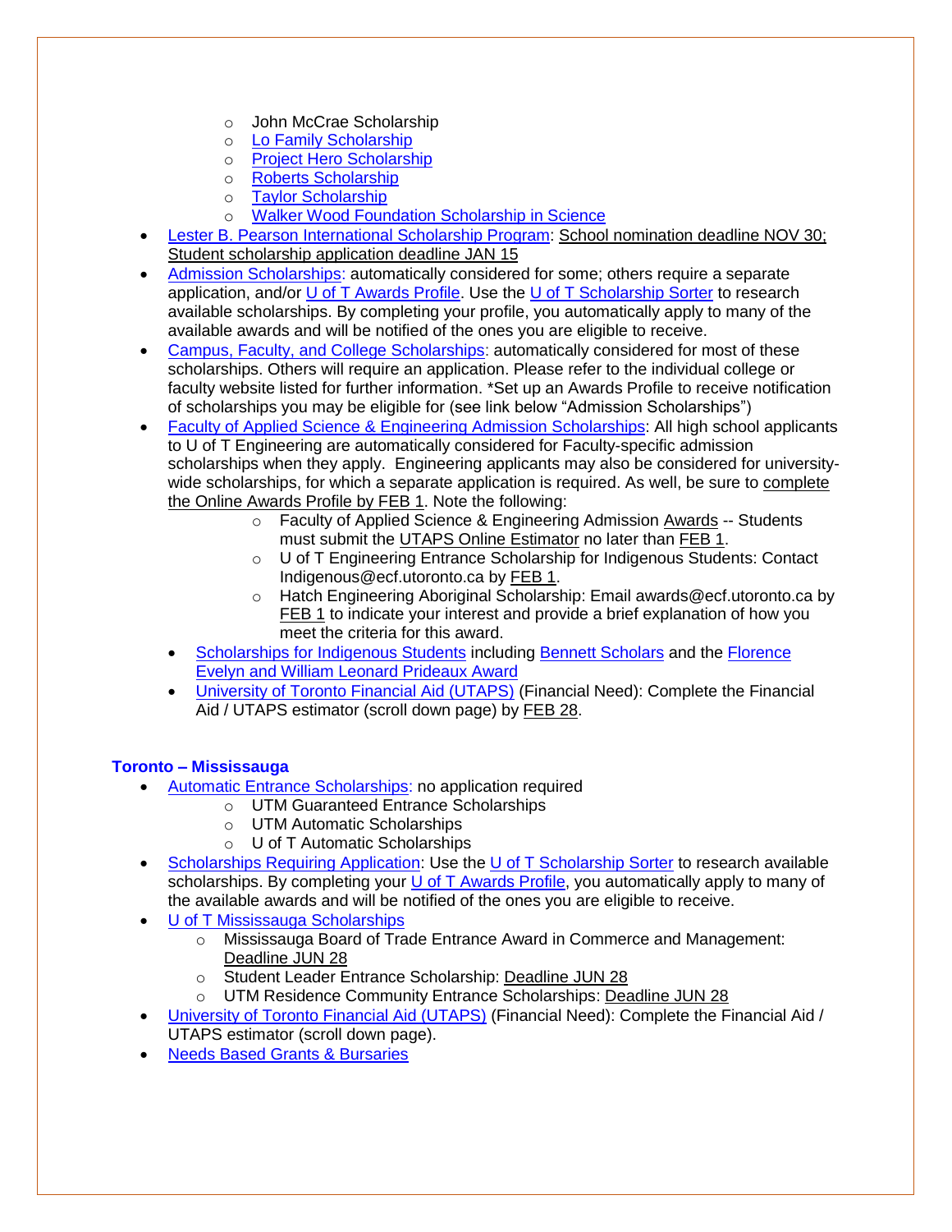- John McCrae Scholarship
  - Lo Family Scholarship
  - Project Hero Scholarship
  - Roberts Scholarship
  - Taylor Scholarship
  - Walker Wood Foundation Scholarship in Science
- Lester B. Pearson International Scholarship Program: School nomination deadline NOV 30; Student scholarship application deadline JAN 15
- Admission Scholarships: automatically considered for some; others require a separate application, and/or U of T Awards Profile. Use the U of T Scholarship Sorter to research available scholarships. By completing your profile, you automatically apply to many of the available awards and will be notified of the ones you are eligible to receive.
- Campus, Faculty, and College Scholarships: automatically considered for most of these scholarships. Others will require an application. Please refer to the individual college or faculty website listed for further information. *Set up an Awards Profile to receive notification of scholarships you may be eligible for (see link below "Admission Scholarships")
- Faculty of Applied Science & Engineering Admission Scholarships: All high school applicants to U of T Engineering are automatically considered for Faculty-specific admission scholarships when they apply. Engineering applicants may also be considered for university-wide scholarships, for which a separate application is required. As well, be sure to complete the Online Awards Profile by FEB 1. Note the following:
  - Faculty of Applied Science & Engineering Admission Awards -- Students must submit the UTAPS Online Estimator no later than FEB 1.
  - U of T Engineering Entrance Scholarship for Indigenous Students: Contact Indigenous@ecf.utoronto.ca by FEB 1.
  - Hatch Engineering Aboriginal Scholarship: Email awards@ecf.utoronto.ca by FEB 1 to indicate your interest and provide a brief explanation of how you meet the criteria for this award.
- Scholarships for Indigenous Students including Bennett Scholars and the Florence Evelyn and William Leonard Prideaux Award
- University of Toronto Financial Aid (UTAPS) (Financial Need): Complete the Financial Aid / UTAPS estimator (scroll down page) by FEB 28.

### Toronto – Mississauga

- Automatic Entrance Scholarships: no application required
  - UTM Guaranteed Entrance Scholarships
  - UTM Automatic Scholarships
  - U of T Automatic Scholarships
- Scholarships Requiring Application: Use the U of T Scholarship Sorter to research available scholarships. By completing your U of T Awards Profile, you automatically apply to many of the available awards and will be notified of the ones you are eligible to receive.
- U of T Mississauga Scholarships
  - Mississauga Board of Trade Entrance Award in Commerce and Management: Deadline JUN 28
  - Student Leader Entrance Scholarship: Deadline JUN 28
  - UTM Residence Community Entrance Scholarships: Deadline JUN 28
- University of Toronto Financial Aid (UTAPS) (Financial Need): Complete the Financial Aid / UTAPS estimator (scroll down page).
- Needs Based Grants & Bursaries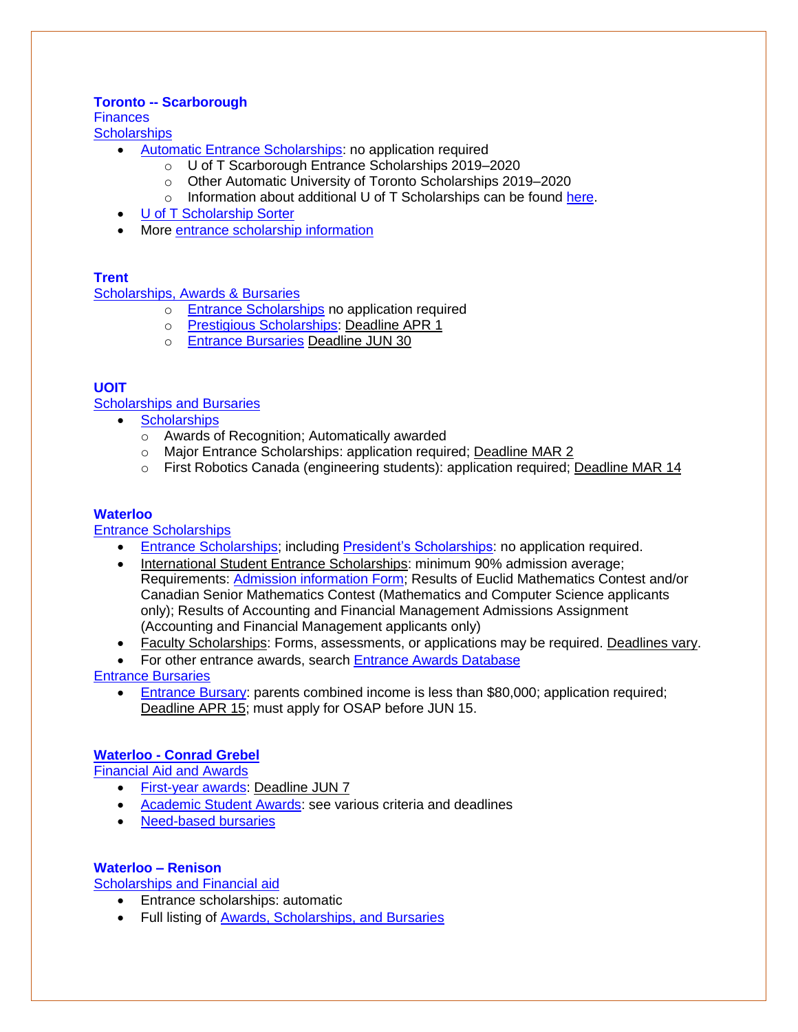**Toronto -- Scarborough**
Finances
Scholarships

- Automatic Entrance Scholarships: no application required
    - U of T Scarborough Entrance Scholarships 2019–2020
    - Other Automatic University of Toronto Scholarships 2019–2020
    - Information about additional U of T Scholarships can be found here.
- U of T Scholarship Sorter
- More entrance scholarship information

**Trent**
Scholarships, Awards & Bursaries

- Entrance Scholarships no application required
- Prestigious Scholarships: Deadline APR 1
- Entrance Bursaries Deadline JUN 30

**UOIT**
Scholarships and Bursaries

- Scholarships
    - Awards of Recognition; Automatically awarded
    - Major Entrance Scholarships: application required; Deadline MAR 2
    - First Robotics Canada (engineering students): application required; Deadline MAR 14

**Waterloo**
Entrance Scholarships

- Entrance Scholarships; including President's Scholarships: no application required.
- International Student Entrance Scholarships: minimum 90% admission average; Requirements: Admission information Form; Results of Euclid Mathematics Contest and/or Canadian Senior Mathematics Contest (Mathematics and Computer Science applicants only); Results of Accounting and Financial Management Admissions Assignment (Accounting and Financial Management applicants only)
- Faculty Scholarships: Forms, assessments, or applications may be required. Deadlines vary.
- For other entrance awards, search Entrance Awards Database

Entrance Bursaries

- Entrance Bursary: parents combined income is less than $80,000; application required; Deadline APR 15; must apply for OSAP before JUN 15.

**Waterloo - Conrad Grebel**
Financial Aid and Awards

- First-year awards: Deadline JUN 7
- Academic Student Awards: see various criteria and deadlines
- Need-based bursaries

**Waterloo – Renison**
Scholarships and Financial aid

- Entrance scholarships: automatic
- Full listing of Awards, Scholarships, and Bursaries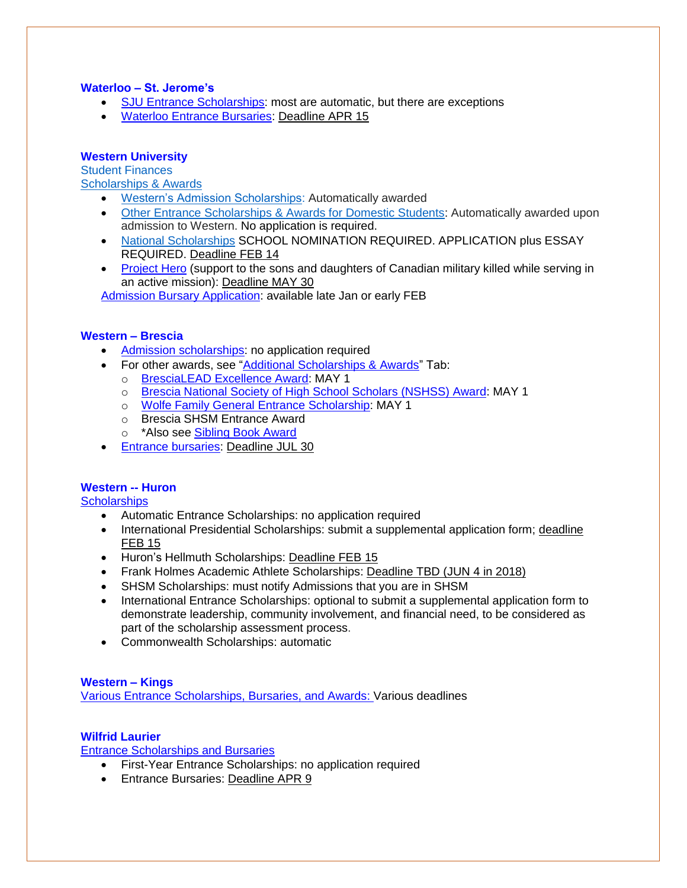### Waterloo – St. Jerome's

- SJU Entrance Scholarships: most are automatic, but there are exceptions
- Waterloo Entrance Bursaries: Deadline APR 15

### Western University

Student Finances

Scholarships & Awards

- Western's Admission Scholarships: Automatically awarded
- Other Entrance Scholarships & Awards for Domestic Students: Automatically awarded upon admission to Western. No application is required.
- National Scholarships SCHOOL NOMINATION REQUIRED. APPLICATION plus ESSAY REQUIRED. Deadline FEB 14
- Project Hero (support to the sons and daughters of Canadian military killed while serving in an active mission): Deadline MAY 30

Admission Bursary Application: available late Jan or early FEB

### Western – Brescia

- Admission scholarships: no application required
- For other awards, see "Additional Scholarships & Awards" Tab:
  - BresciaLEAD Excellence Award: MAY 1
  - Brescia National Society of High School Scholars (NSHSS) Award: MAY 1
  - Wolfe Family General Entrance Scholarship: MAY 1
  - Brescia SHSM Entrance Award
  - *Also see Sibling Book Award
- Entrance bursaries: Deadline JUL 30

### Western -- Huron

Scholarships

- Automatic Entrance Scholarships: no application required
- International Presidential Scholarships: submit a supplemental application form; deadline FEB 15
- Huron's Hellmuth Scholarships: Deadline FEB 15
- Frank Holmes Academic Athlete Scholarships: Deadline TBD (JUN 4 in 2018)
- SHSM Scholarships: must notify Admissions that you are in SHSM
- International Entrance Scholarships: optional to submit a supplemental application form to demonstrate leadership, community involvement, and financial need, to be considered as part of the scholarship assessment process.
- Commonwealth Scholarships: automatic

### Western – Kings

Various Entrance Scholarships, Bursaries, and Awards: Various deadlines

### Wilfrid Laurier

Entrance Scholarships and Bursaries

- First-Year Entrance Scholarships: no application required
- Entrance Bursaries: Deadline APR 9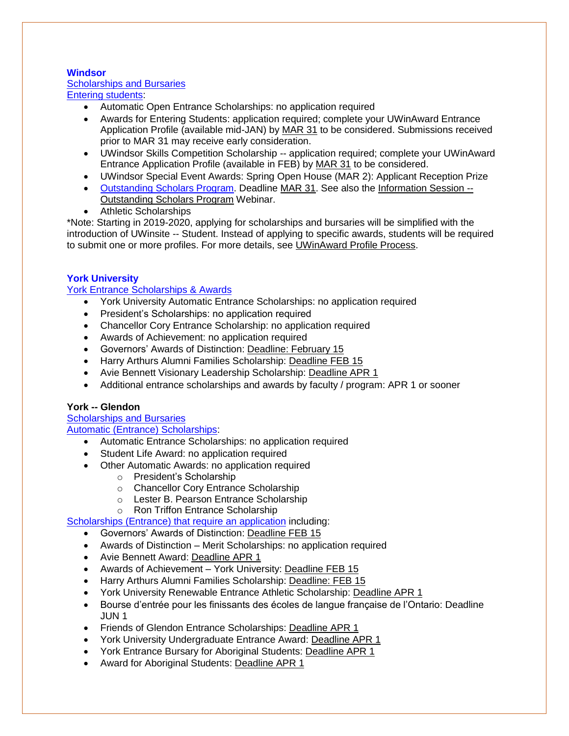**Windsor**

Scholarships and Bursaries

Entering students:

- Automatic Open Entrance Scholarships: no application required
- Awards for Entering Students: application required; complete your UWinAward Entrance Application Profile (available mid-JAN) by MAR 31 to be considered. Submissions received prior to MAR 31 may receive early consideration.
- UWindsor Skills Competition Scholarship -- application required; complete your UWinAward Entrance Application Profile (available in FEB) by MAR 31 to be considered.
- UWindsor Special Event Awards: Spring Open House (MAR 2): Applicant Reception Prize
- Outstanding Scholars Program. Deadline MAR 31. See also the Information Session -- Outstanding Scholars Program Webinar.
- Athletic Scholarships

*Note: Starting in 2019-2020, applying for scholarships and bursaries will be simplified with the introduction of UWinsite -- Student. Instead of applying to specific awards, students will be required to submit one or more profiles. For more details, see UWinAward Profile Process.

**York University**

York Entrance Scholarships & Awards

- York University Automatic Entrance Scholarships: no application required
- President's Scholarships: no application required
- Chancellor Cory Entrance Scholarship: no application required
- Awards of Achievement: no application required
- Governors' Awards of Distinction: Deadline: February 15
- Harry Arthurs Alumni Families Scholarship: Deadline FEB 15
- Avie Bennett Visionary Leadership Scholarship: Deadline APR 1
- Additional entrance scholarships and awards by faculty / program: APR 1 or sooner

**York -- Glendon**

Scholarships and Bursaries

Automatic (Entrance) Scholarships:

- Automatic Entrance Scholarships: no application required
- Student Life Award: no application required
- Other Automatic Awards: no application required
  - President's Scholarship
  - Chancellor Cory Entrance Scholarship
  - Lester B. Pearson Entrance Scholarship
  - Ron Triffon Entrance Scholarship

Scholarships (Entrance) that require an application including:

- Governors' Awards of Distinction: Deadline FEB 15
- Awards of Distinction – Merit Scholarships: no application required
- Avie Bennett Award: Deadline APR 1
- Awards of Achievement – York University: Deadline FEB 15
- Harry Arthurs Alumni Families Scholarship: Deadline: FEB 15
- York University Renewable Entrance Athletic Scholarship: Deadline APR 1
- Bourse d'entrée pour les finissants des écoles de langue française de l'Ontario: Deadline JUN 1
- Friends of Glendon Entrance Scholarships: Deadline APR 1
- York University Undergraduate Entrance Award: Deadline APR 1
- York Entrance Bursary for Aboriginal Students: Deadline APR 1
- Award for Aboriginal Students: Deadline APR 1